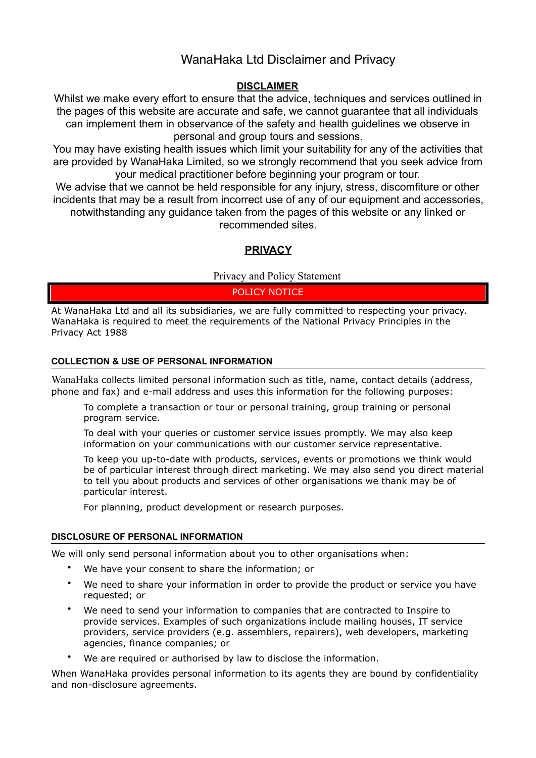# WanaHaka Ltd Disclaimer and Privacy

## DISCLAIMER

Whilst we make every effort to ensure that the advice, techniques and services outlined in the pages of this website are accurate and safe, we cannot guarantee that all individuals can implement them in observance of the safety and health guidelines we observe in personal and group tours and sessions.

You may have existing health issues which limit your suitability for any of the activities that are provided by WanaHaka Limited, so we strongly recommend that you seek advice from your medical practitioner before beginning your program or tour.

We advise that we cannot be held responsible for any injury, stress, discomfiture or other incidents that may be a result from incorrect use of any of our equipment and accessories, notwithstanding any guidance taken from the pages of this website or any linked or recommended sites.

## PRIVACY

Privacy and Policy Statement

**POLICY NOTICE**

At WanaHaka Ltd and all its subsidiaries, we are fully committed to respecting your privacy. WanaHaka is required to meet the requirements of the National Privacy Principles in the Privacy Act 1988

### COLLECTION & USE OF PERSONAL INFORMATION

WanaHaka collects limited personal information such as title, name, contact details (address, phone and fax) and e-mail address and uses this information for the following purposes:

To complete a transaction or tour or personal training, group training or personal program service.

To deal with your queries or customer service issues promptly. We may also keep information on your communications with our customer service representative.

To keep you up-to-date with products, services, events or promotions we think would be of particular interest through direct marketing. We may also send you direct material to tell you about products and services of other organisations we thank may be of particular interest.

For planning, product development or research purposes.

### DISCLOSURE OF PERSONAL INFORMATION

We will only send personal information about you to other organisations when:

- We have your consent to share the information; or
- We need to share your information in order to provide the product or service you have requested; or
- We need to send your information to companies that are contracted to Inspire to provide services. Examples of such organizations include mailing houses, IT service providers, service providers (e.g. assemblers, repairers), web developers, marketing agencies, finance companies; or
- We are required or authorised by law to disclose the information.

When WanaHaka provides personal information to its agents they are bound by confidentiality and non-disclosure agreements.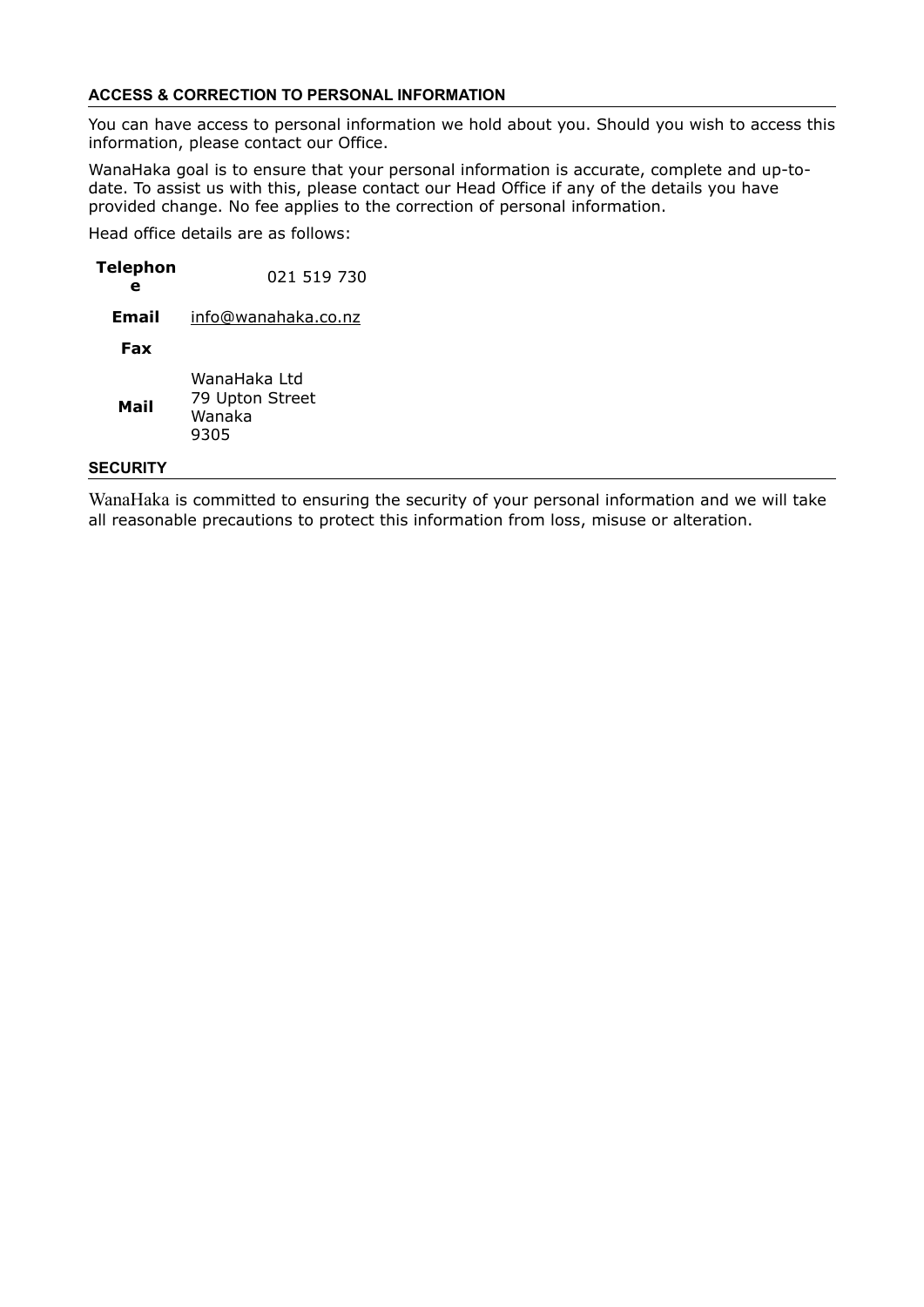## ACCESS & CORRECTION TO PERSONAL INFORMATION

You can have access to personal information we hold about you. Should you wish to access this information, please contact our Office.

WanaHaka goal is to ensure that your personal information is accurate, complete and up-to-date. To assist us with this, please contact our Head Office if any of the details you have provided change. No fee applies to the correction of personal information.

Head office details are as follows:

| | |
|---|---|
| **Telephone** | 021 519 730 |
| **Email** | info@wanahaka.co.nz |
| **Fax** | |
| **Mail** | WanaHaka Ltd<br>79 Upton Street<br>Wanaka<br>9305 |

## SECURITY

WanaHaka is committed to ensuring the security of your personal information and we will take all reasonable precautions to protect this information from loss, misuse or alteration.